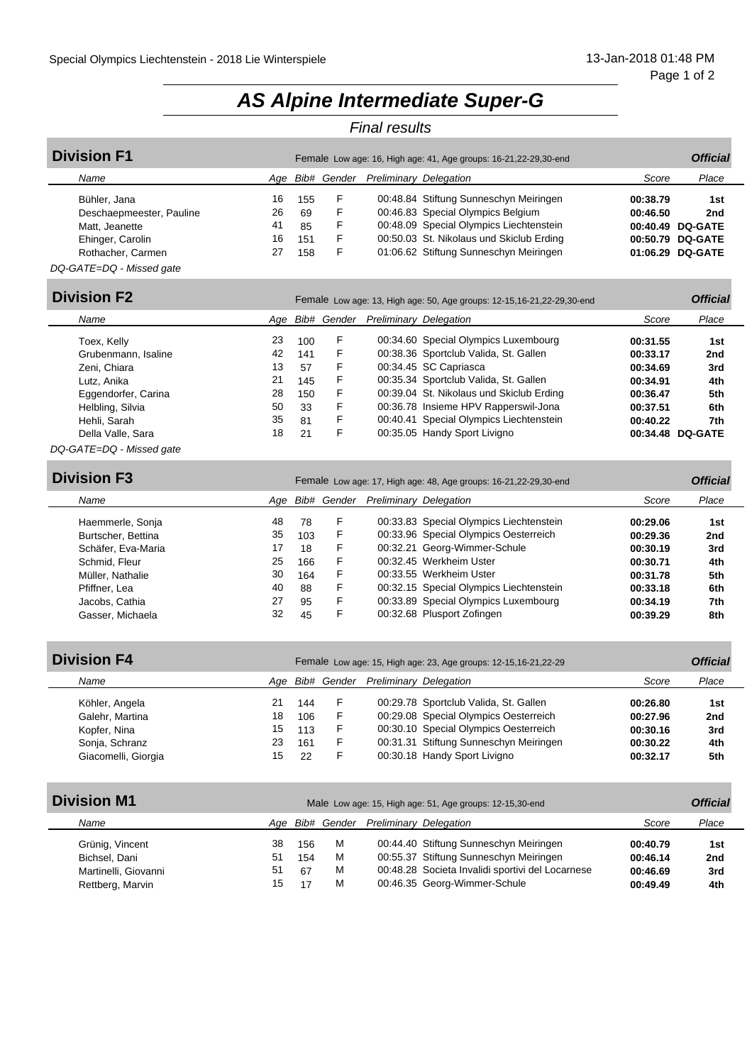# AS Alpine Intermediate Super-G

*Final results*

## Division F1

Female Low age: 16, High age: 41, Age groups: 16-21,22-29,30-end — ***Official***

| Name | Age | Bib# | Gender | Preliminary | Delegation | Score | Place |
|---|---|---|---|---|---|---|---|
| Bühler, Jana | 16 | 155 | F | 00:48.84 | Stiftung Sunneschyn Meiringen | 00:38.79 | 1st |
| Deschaepmeester, Pauline | 26 | 69 | F | 00:46.83 | Special Olympics Belgium | 00:46.50 | 2nd |
| Matt, Jeanette | 41 | 85 | F | 00:48.09 | Special Olympics Liechtenstein | 00:40.49 | DQ-GATE |
| Ehinger, Carolin | 16 | 151 | F | 00:50.03 | St. Nikolaus und Skiclub Erding | 00:50.79 | DQ-GATE |
| Rothacher, Carmen | 27 | 158 | F | 01:06.62 | Stiftung Sunneschyn Meiringen | 01:06.29 | DQ-GATE |

*DQ-GATE=DQ - Missed gate*

## Division F2

Female Low age: 13, High age: 50, Age groups: 12-15,16-21,22-29,30-end — ***Official***

| Name | Age | Bib# | Gender | Preliminary | Delegation | Score | Place |
|---|---|---|---|---|---|---|---|
| Toex, Kelly | 23 | 100 | F | 00:34.60 | Special Olympics Luxembourg | 00:31.55 | 1st |
| Grubenmann, Isaline | 42 | 141 | F | 00:38.36 | Sportclub Valida, St. Gallen | 00:33.17 | 2nd |
| Zeni, Chiara | 13 | 57 | F | 00:34.45 | SC Capriasca | 00:34.69 | 3rd |
| Lutz, Anika | 21 | 145 | F | 00:35.34 | Sportclub Valida, St. Gallen | 00:34.91 | 4th |
| Eggendorfer, Carina | 28 | 150 | F | 00:39.04 | St. Nikolaus und Skiclub Erding | 00:36.47 | 5th |
| Helbling, Silvia | 50 | 33 | F | 00:36.78 | Insieme HPV Rapperswil-Jona | 00:37.51 | 6th |
| Hehli, Sarah | 35 | 81 | F | 00:40.41 | Special Olympics Liechtenstein | 00:40.22 | 7th |
| Della Valle, Sara | 18 | 21 | F | 00:35.05 | Handy Sport Livigno | 00:34.48 | DQ-GATE |

*DQ-GATE=DQ - Missed gate*

## Division F3

Female Low age: 17, High age: 48, Age groups: 16-21,22-29,30-end — ***Official***

| Name | Age | Bib# | Gender | Preliminary | Delegation | Score | Place |
|---|---|---|---|---|---|---|---|
| Haemmerle, Sonja | 48 | 78 | F | 00:33.83 | Special Olympics Liechtenstein | 00:29.06 | 1st |
| Burtscher, Bettina | 35 | 103 | F | 00:33.96 | Special Olympics Oesterreich | 00:29.36 | 2nd |
| Schäfer, Eva-Maria | 17 | 18 | F | 00:32.21 | Georg-Wimmer-Schule | 00:30.19 | 3rd |
| Schmid, Fleur | 25 | 166 | F | 00:32.45 | Werkheim Uster | 00:30.71 | 4th |
| Müller, Nathalie | 30 | 164 | F | 00:33.55 | Werkheim Uster | 00:31.78 | 5th |
| Pfiffner, Lea | 40 | 88 | F | 00:32.15 | Special Olympics Liechtenstein | 00:33.18 | 6th |
| Jacobs, Cathia | 27 | 95 | F | 00:33.89 | Special Olympics Luxembourg | 00:34.19 | 7th |
| Gasser, Michaela | 32 | 45 | F | 00:32.68 | Plusport Zofingen | 00:39.29 | 8th |

## Division F4

Female Low age: 15, High age: 23, Age groups: 12-15,16-21,22-29 — ***Official***

| Name | Age | Bib# | Gender | Preliminary | Delegation | Score | Place |
|---|---|---|---|---|---|---|---|
| Köhler, Angela | 21 | 144 | F | 00:29.78 | Sportclub Valida, St. Gallen | 00:26.80 | 1st |
| Galehr, Martina | 18 | 106 | F | 00:29.08 | Special Olympics Oesterreich | 00:27.96 | 2nd |
| Kopfer, Nina | 15 | 113 | F | 00:30.10 | Special Olympics Oesterreich | 00:30.16 | 3rd |
| Sonja, Schranz | 23 | 161 | F | 00:31.31 | Stiftung Sunneschyn Meiringen | 00:30.22 | 4th |
| Giacomelli, Giorgia | 15 | 22 | F | 00:30.18 | Handy Sport Livigno | 00:32.17 | 5th |

## Division M1

Male Low age: 15, High age: 51, Age groups: 12-15,30-end — ***Official***

| Name | Age | Bib# | Gender | Preliminary | Delegation | Score | Place |
|---|---|---|---|---|---|---|---|
| Grünig, Vincent | 38 | 156 | M | 00:44.40 | Stiftung Sunneschyn Meiringen | 00:40.79 | 1st |
| Bichsel, Dani | 51 | 154 | M | 00:55.37 | Stiftung Sunneschyn Meiringen | 00:46.14 | 2nd |
| Martinelli, Giovanni | 51 | 67 | M | 00:48.28 | Societa Invalidi sportivi del Locarnese | 00:46.69 | 3rd |
| Rettberg, Marvin | 15 | 17 | M | 00:46.35 | Georg-Wimmer-Schule | 00:49.49 | 4th |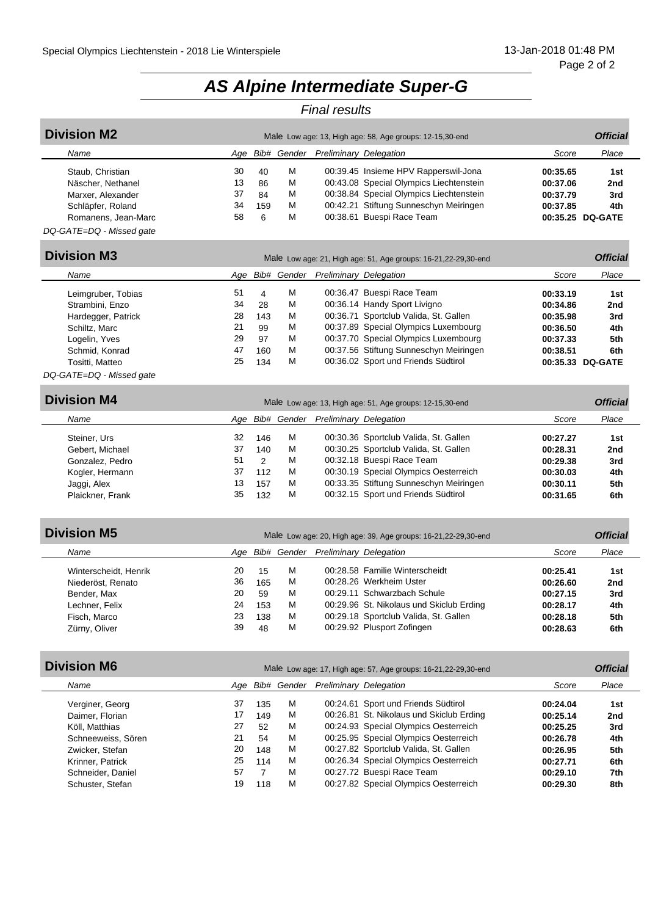# AS Alpine Intermediate Super-G

*Final results*

## Division M2

Male Low age: 13, High age: 58, Age groups: 12-15,30-end — ***Official***

| Name | Age | Bib# | Gender | Preliminary | Delegation | Score | Place |
|---|---|---|---|---|---|---|---|
| Staub, Christian | 30 | 40 | M | 00:39.45 | Insieme HPV Rapperswil-Jona | **00:35.65** | **1st** |
| Näscher, Nethanel | 13 | 86 | M | 00:43.08 | Special Olympics Liechtenstein | **00:37.06** | **2nd** |
| Marxer, Alexander | 37 | 84 | M | 00:38.84 | Special Olympics Liechtenstein | **00:37.79** | **3rd** |
| Schläpfer, Roland | 34 | 159 | M | 00:42.21 | Stiftung Sunneschyn Meiringen | **00:37.85** | **4th** |
| Romanens, Jean-Marc | 58 | 6 | M | 00:38.61 | Buespi Race Team | **00:35.25** | **DQ-GATE** |

*DQ-GATE=DQ - Missed gate*

## Division M3

Male Low age: 21, High age: 51, Age groups: 16-21,22-29,30-end — ***Official***

| Name | Age | Bib# | Gender | Preliminary | Delegation | Score | Place |
|---|---|---|---|---|---|---|---|
| Leimgruber, Tobias | 51 | 4 | M | 00:36.47 | Buespi Race Team | **00:33.19** | **1st** |
| Strambini, Enzo | 34 | 28 | M | 00:36.14 | Handy Sport Livigno | **00:34.86** | **2nd** |
| Hardegger, Patrick | 28 | 143 | M | 00:36.71 | Sportclub Valida, St. Gallen | **00:35.98** | **3rd** |
| Schiltz, Marc | 21 | 99 | M | 00:37.89 | Special Olympics Luxembourg | **00:36.50** | **4th** |
| Logelin, Yves | 29 | 97 | M | 00:37.70 | Special Olympics Luxembourg | **00:37.33** | **5th** |
| Schmid, Konrad | 47 | 160 | M | 00:37.56 | Stiftung Sunneschyn Meiringen | **00:38.51** | **6th** |
| Tositti, Matteo | 25 | 134 | M | 00:36.02 | Sport und Friends Südtirol | **00:35.33** | **DQ-GATE** |

*DQ-GATE=DQ - Missed gate*

## Division M4

Male Low age: 13, High age: 51, Age groups: 12-15,30-end — ***Official***

| Name | Age | Bib# | Gender | Preliminary | Delegation | Score | Place |
|---|---|---|---|---|---|---|---|
| Steiner, Urs | 32 | 146 | M | 00:30.36 | Sportclub Valida, St. Gallen | **00:27.27** | **1st** |
| Gebert, Michael | 37 | 140 | M | 00:30.25 | Sportclub Valida, St. Gallen | **00:28.31** | **2nd** |
| Gonzalez, Pedro | 51 | 2 | M | 00:32.18 | Buespi Race Team | **00:29.38** | **3rd** |
| Kogler, Hermann | 37 | 112 | M | 00:30.19 | Special Olympics Oesterreich | **00:30.03** | **4th** |
| Jaggi, Alex | 13 | 157 | M | 00:33.35 | Stiftung Sunneschyn Meiringen | **00:30.11** | **5th** |
| Plaickner, Frank | 35 | 132 | M | 00:32.15 | Sport und Friends Südtirol | **00:31.65** | **6th** |

## Division M5

Male Low age: 20, High age: 39, Age groups: 16-21,22-29,30-end — ***Official***

| Name | Age | Bib# | Gender | Preliminary | Delegation | Score | Place |
|---|---|---|---|---|---|---|---|
| Winterscheidt, Henrik | 20 | 15 | M | 00:28.58 | Familie Winterscheidt | **00:25.41** | **1st** |
| Niederöst, Renato | 36 | 165 | M | 00:28.26 | Werkheim Uster | **00:26.60** | **2nd** |
| Bender, Max | 20 | 59 | M | 00:29.11 | Schwarzbach Schule | **00:27.15** | **3rd** |
| Lechner, Felix | 24 | 153 | M | 00:29.96 | St. Nikolaus und Skiclub Erding | **00:28.17** | **4th** |
| Fisch, Marco | 23 | 138 | M | 00:29.18 | Sportclub Valida, St. Gallen | **00:28.18** | **5th** |
| Zürny, Oliver | 39 | 48 | M | 00:29.92 | Plusport Zofingen | **00:28.63** | **6th** |

## Division M6

Male Low age: 17, High age: 57, Age groups: 16-21,22-29,30-end — ***Official***

| Name | Age | Bib# | Gender | Preliminary | Delegation | Score | Place |
|---|---|---|---|---|---|---|---|
| Verginer, Georg | 37 | 135 | M | 00:24.61 | Sport und Friends Südtirol | **00:24.04** | **1st** |
| Daimer, Florian | 17 | 149 | M | 00:26.81 | St. Nikolaus und Skiclub Erding | **00:25.14** | **2nd** |
| Köll, Matthias | 27 | 52 | M | 00:24.93 | Special Olympics Oesterreich | **00:25.25** | **3rd** |
| Schneeweiss, Sören | 21 | 54 | M | 00:25.95 | Special Olympics Oesterreich | **00:26.78** | **4th** |
| Zwicker, Stefan | 20 | 148 | M | 00:27.82 | Sportclub Valida, St. Gallen | **00:26.95** | **5th** |
| Krinner, Patrick | 25 | 114 | M | 00:26.34 | Special Olympics Oesterreich | **00:27.71** | **6th** |
| Schneider, Daniel | 57 | 7 | M | 00:27.72 | Buespi Race Team | **00:29.10** | **7th** |
| Schuster, Stefan | 19 | 118 | M | 00:27.82 | Special Olympics Oesterreich | **00:29.30** | **8th** |